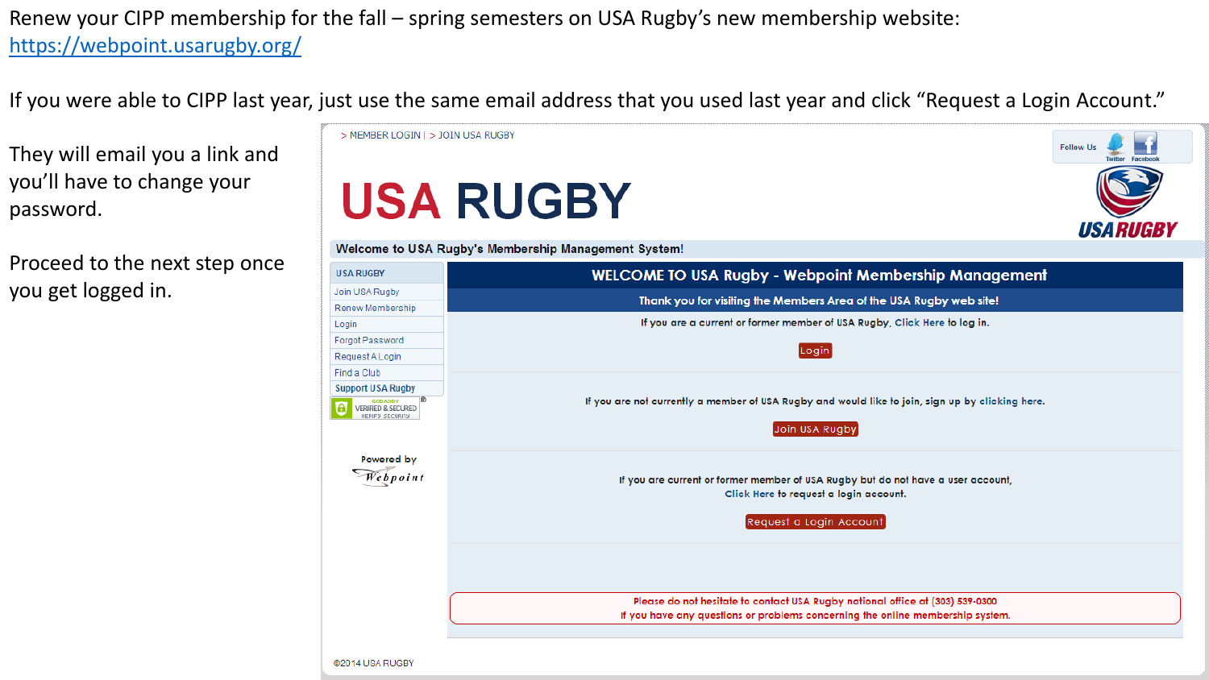Renew your CIPP membership for the fall – spring semesters on USA Rugby's new membership website: https://webpoint.usarugby.org/

If you were able to CIPP last year, just use the same email address that you used last year and click "Request a Login Account."

They will email you a link and you'll have to change your password.

Proceed to the next step once you get logged in.

> MEMBER LOGIN | > JOIN USA RUGBY

Follow Us Twitter Facebook

# USA RUGBY

Welcome to USA Rugby's Membership Management System!

- USA RUGBY
- Join USA Rugby
- Renew Membership
- Login
- Forgot Password
- Request A Login
- Find a Club
- Support USA Rugby

GODADDY VERIFIED & SECURED VERIFY SECURITY

Powered by Webpoint

## WELCOME TO USA Rugby - Webpoint Membership Management

Thank you for visiting the Members Area of the USA Rugby web site!

If you are a current or former member of USA Rugby, Click Here to log in.

Login

If you are not currently a member of USA Rugby and would like to join, sign up by clicking here.

Join USA Rugby

If you are current or former member of USA Rugby but do not have a user account, Click Here to request a login account.

Request a Login Account

Please do not hesitate to contact USA Rugby national office at (303) 539-0300 If you have any questions or problems concerning the online membership system.

©2014 USA RUGBY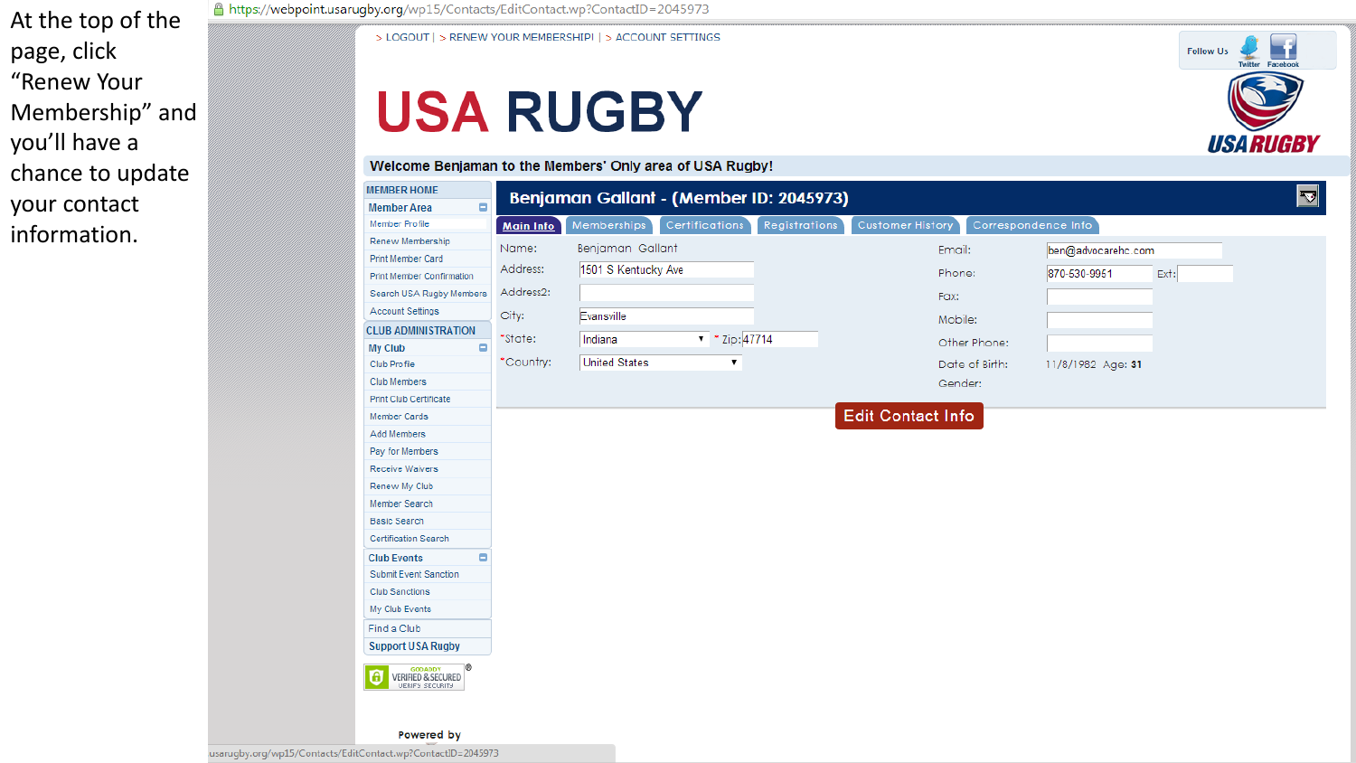At the top of the page, click "Renew Your Membership" and you'll have a chance to update your contact information.

https://webpoint.usarugby.org/wp15/Contacts/EditContact.wp?ContactID=2045973

> LOGOUT | > RENEW YOUR MEMBERSHIP! | > ACCOUNT SETTINGS

Follow Us Twitter Facebook

# USA RUGBY

Welcome Benjaman to the Members' Only area of USA Rugby!

**MEMBER HOME**

**Member Area**
- Member Profile
- Renew Membership
- Print Member Card
- Print Member Confirmation
- Search USA Rugby Members
- Account Settings

**CLUB ADMINISTRATION**

**My Club**
- Club Profile
- Club Members
- Print Club Certificate
- Member Cards
- Add Members
- Pay for Members
- Receive Waivers
- Renew My Club
- Member Search
- Basic Search
- Certification Search

**Club Events**
- Submit Event Sanction
- Club Sanctions
- My Club Events

Find a Club

Support USA Rugby

## Benjaman Gallant - (Member ID: 2045973)

Main Info | Memberships | Certifications | Registrations | Customer History | Correspondence Info

| | | | |
|---|---|---|---|
| Name: | Benjaman Gallant | Email: | ben@advocarehc.com |
| Address: | 1501 S Kentucky Ave | Phone: | 870-530-9951 Ext: |
| Address2: | | Fax: | |
| City: | Evansville | Mobile: | |
| *State: | Indiana * Zip: 47714 | Other Phone: | |
| *Country: | United States | Date of Birth: | 11/8/1982 Age: 31 |
| | | Gender: | |

Edit Contact Info

Powered by

usarugby.org/wp15/Contacts/EditContact.wp?ContactID=2045973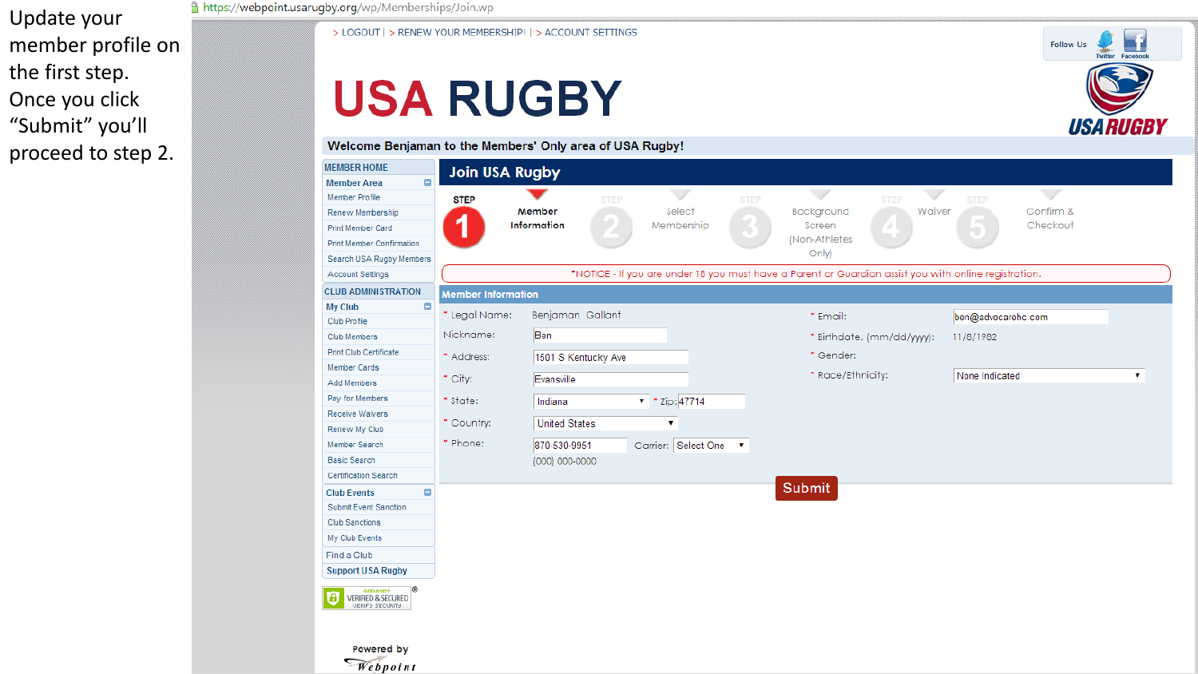Update your member profile on the first step. Once you click "Submit" you'll proceed to step 2.

https://webpoint.usarugby.org/wp/Memberships/Join.wp

> LOGOUT | > RENEW YOUR MEMBERSHIP! | > ACCOUNT SETTINGS

Follow Us Twitter Facebook

# USA RUGBY

Welcome Benjaman to the Members' Only area of USA Rugby!

MEMBER HOME

**Member Area**

- Member Profile
- Renew Membership
- Print Member Card
- Print Member Confirmation
- Search USA Rugby Members
- Account Settings

CLUB ADMINISTRATION

**My Club**

- Club Profile
- Club Members
- Print Club Certificate
- Member Cards
- Add Members
- Pay for Members
- Receive Waivers
- Renew My Club
- Member Search
- Basic Search
- Certification Search

**Club Events**

- Submit Event Sanction
- Club Sanctions
- My Club Events

Find a Club

Support USA Rugby

GODADDY VERIFIED & SECURED VERIFY SECURITY

Powered by Webpoint

## Join USA Rugby

STEP 1 Member Information | STEP 2 Select Membership | STEP 3 Background Screen (Non-Athletes Only) | STEP 4 Waiver | STEP 5 Confirm & Checkout

*NOTICE - If you are under 18 you must have a Parent or Guardian assist you with online registration.

### Member Information

* Legal Name: Benjaman Gallant

Nickname: Ben

* Address: 1501 S Kentucky Ave

* City: Evansville

* State: Indiana * Zip: 47714

* Country: United States

* Phone: 870-530-9951 Carrier: Select One

(000) 000-0000

* Email: ben@advocarehc.com

* Birthdate, (mm/dd/yyyy): 11/8/1982

* Gender:

* Race/Ethnicity: None Indicated

Submit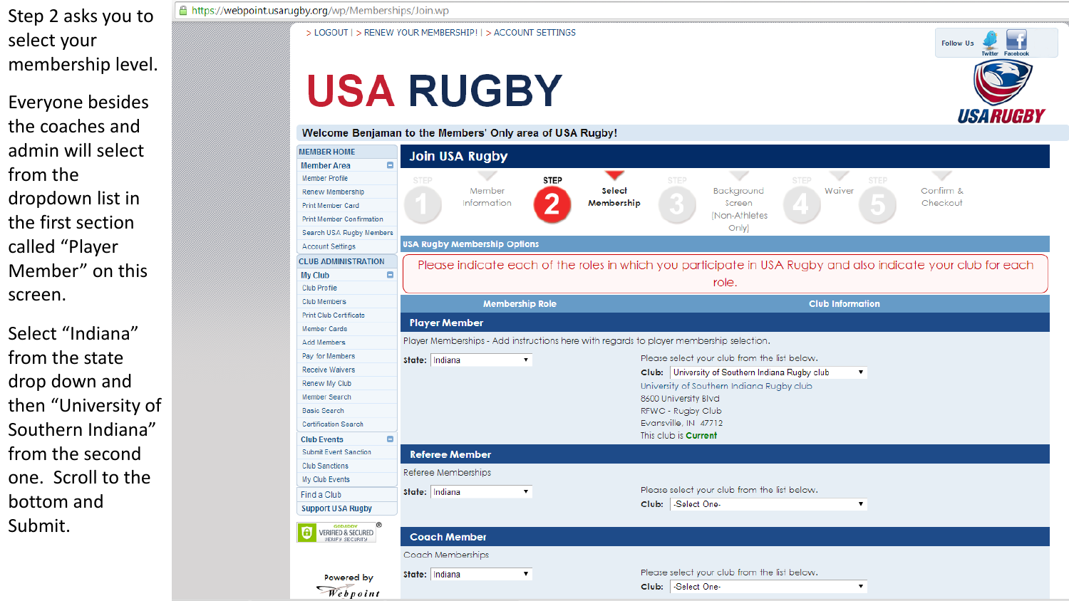Step 2 asks you to select your membership level.

Everyone besides the coaches and admin will select from the dropdown list in the first section called "Player Member" on this screen.

Select "Indiana" from the state drop down and then "University of Southern Indiana" from the second one. Scroll to the bottom and Submit.

https://webpoint.usarugby.org/wp/Memberships/Join.wp

> LOGOUT | > RENEW YOUR MEMBERSHIP! | > ACCOUNT SETTINGS

Follow Us Twitter Facebook

# USA RUGBY

**Welcome Benjaman to the Members' Only area of USA Rugby!**

**MEMBER HOME**

**Member Area**
- Member Profile
- Renew Membership
- Print Member Card
- Print Member Confirmation
- Search USA Rugby Members
- Account Settings

**CLUB ADMINISTRATION**

**My Club**
- Club Profile
- Club Members
- Print Club Certificate
- Member Cards
- Add Members
- Pay for Members
- Receive Waivers
- Renew My Club
- Member Search
- Basic Search
- Certification Search

**Club Events**
- Submit Event Sanction
- Club Sanctions
- My Club Events

Find a Club

Support USA Rugby

Powered by Webpoint

## Join USA Rugby

STEP 1 Member Information | STEP 2 Select Membership | STEP 3 Background Screen (Non-Athletes Only) | STEP 4 Waiver | STEP 5 Confirm & Checkout

**USA Rugby Membership Options**

Please indicate each of the roles in which you participate in USA Rugby and also indicate your club for each role.

| Membership Role | Club Information |
|---|---|

**Player Member**

Player Memberships - Add instructions here with regards to player membership selection.

**State:** Indiana

Please select your club from the list below.
**Club:** University of Southern Indiana Rugby club

University of Southern Indiana Rugby club
8600 University Blvd
RFWC - Rugby Club
Evansville, IN 47712
This club is **Current**

**Referee Member**

Referee Memberships

**State:** Indiana

Please select your club from the list below.
**Club:** -Select One-

**Coach Member**

Coach Memberships

**State:** Indiana

Please select your club from the list below.
**Club:** -Select One-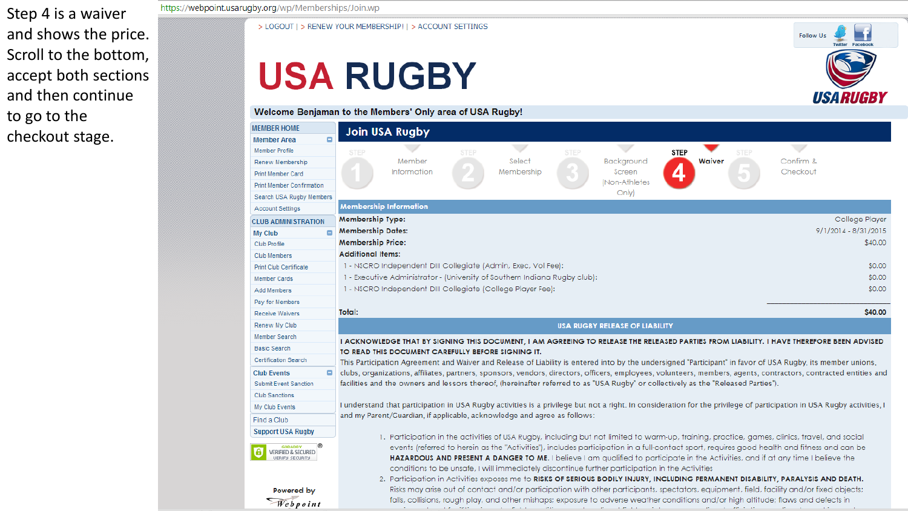Step 4 is a waiver and shows the price. Scroll to the bottom, accept both sections and then continue to go to the checkout stage.

https://webpoint.usarugby.org/wp/Memberships/Join.wp

> LOGOUT | > RENEW YOUR MEMBERSHIP! | > ACCOUNT SETTINGS

Follow Us Twitter Facebook

# USA RUGBY

Welcome Benjaman to the Members' Only area of USA Rugby!

MEMBER HOME

Member Area
- Member Profile
- Renew Membership
- Print Member Card
- Print Member Confirmation
- Search USA Rugby Members
- Account Settings

CLUB ADMINISTRATION

My Club
- Club Profile
- Club Members
- Print Club Certificate
- Member Cards
- Add Members
- Pay for Members
- Receive Waivers
- Renew My Club
- Member Search
- Basic Search
- Certification Search

Club Events
- Submit Event Sanction
- Club Sanctions
- My Club Events

Find a Club

Support USA Rugby

GODADDY VERIFIED & SECURED VERIFY SECURITY

Powered by Webpoint

## Join USA Rugby

STEP 1 Member Information | STEP 2 Select Membership | STEP 3 Background Screen (Non-Athletes Only) | STEP 4 Waiver | STEP 5 Confirm & Checkout

**Membership Information**

| | |
|---|---|
| **Membership Type:** | College Player |
| **Membership Dates:** | 9/1/2014 - 8/31/2015 |
| **Membership Price:** | $40.00 |
| **Additional Items:** | |
| 1 - NSCRO Independent DII Collegiate (Admin, Exec, Vol Fee): | $0.00 |
| 1 - Executive Administrator - (University of Southern Indiana Rugby club): | $0.00 |
| 1 - NSCRO Independent DII Collegiate (College Player Fee): | $0.00 |
| **Total:** | **$40.00** |

**USA RUGBY RELEASE OF LIABILITY**

**I ACKNOWLEDGE THAT BY SIGNING THIS DOCUMENT, I AM AGREEING TO RELEASE THE RELEASED PARTIES FROM LIABILITY. I HAVE THEREFORE BEEN ADVISED TO READ THIS DOCUMENT CAREFULLY BEFORE SIGNING IT.**

This Participation Agreement and Waiver and Release of Liability is entered into by the undersigned "Participant" in favor of USA Rugby, its member unions, clubs, organizations, affiliates, partners, sponsors, vendors, directors, officers, employees, volunteers, members, agents, contractors, contracted entities and facilities and the owners and lessors thereof, (hereinafter referred to as "USA Rugby" or collectively as the "Released Parties").

I understand that participation in USA Rugby activities is a privilege but not a right. In consideration for the privilege of participation in USA Rugby activities, I and my Parent/Guardian, if applicable, acknowledge and agree as follows:

1. Participation in the activities of USA Rugby, including but not limited to warm-up, training, practice, games, clinics, travel, and social events (referred to herein as the "Activities"), includes participation in a full-contact sport, requires good health and fitness and can be **HAZARDOUS AND PRESENT A DANGER TO ME.** I believe I am qualified to participate in the Activities, and if at any time I believe the conditions to be unsafe, I will immediately discontinue further participation in the Activities
2. Participation in Activities exposes me to **RISKS OF SERIOUS BODILY INJURY, INCLUDING PERMANENT DISABILITY, PARALYSIS AND DEATH.** Risks may arise out of contact and/or participation with other participants, spectators, equipment, field, facility and/or fixed objects; falls, collisions, rough play, and other mishaps; exposure to adverse weather conditions and/or high altitude; flaws and defects in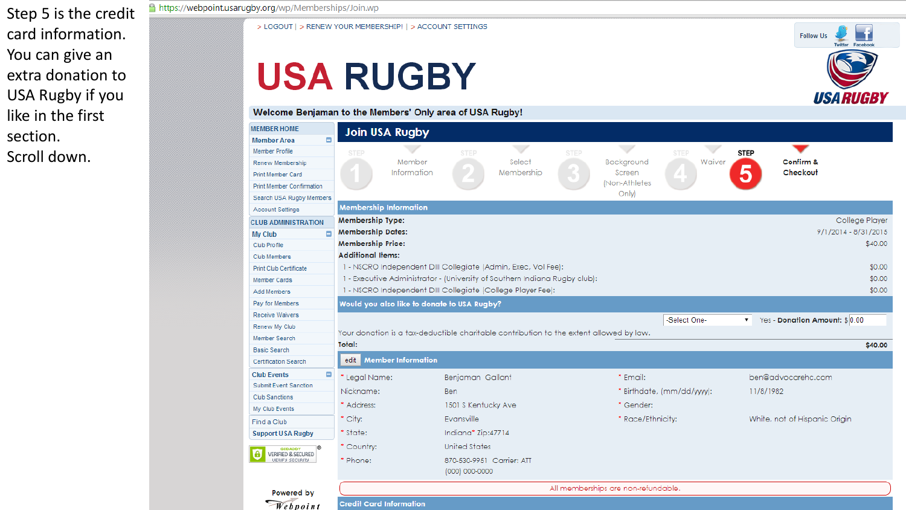Step 5 is the credit card information. You can give an extra donation to USA Rugby if you like in the first section.
Scroll down.

https://webpoint.usarugby.org/wp/Memberships/Join.wp

> LOGOUT | > RENEW YOUR MEMBERSHIP! | > ACCOUNT SETTINGS

Follow Us Twitter Facebook

# USA RUGBY

**Welcome Benjaman to the Members' Only area of USA Rugby!**

**MEMBER HOME**

**Member Area**
- Member Profile
- Renew Membership
- Print Member Card
- Print Member Confirmation
- Search USA Rugby Members
- Account Settings

**CLUB ADMINISTRATION**

**My Club**
- Club Profile
- Club Members
- Print Club Certificate
- Member Cards
- Add Members
- Pay for Members
- Receive Waivers
- Renew My Club
- Member Search
- Basic Search
- Certification Search

**Club Events**
- Submit Event Sanction
- Club Sanctions
- My Club Events

Find a Club

**Support USA Rugby**

GoDaddy VERIFIED & SECURED VERIFY SECURITY

Powered by Webpoint

## Join USA Rugby

STEP 1 Member Information | STEP 2 Select Membership | STEP 3 Background Screen (Non-Athletes Only) | STEP 4 Waiver | STEP 5 Confirm & Checkout

**Membership Information**

| | |
|---|---|
| **Membership Type:** | College Player |
| **Membership Dates:** | 9/1/2014 - 8/31/2015 |
| **Membership Price:** | $40.00 |
| **Additional Items:** | |
| 1 - NSCRO Independent DII Collegiate (Admin, Exec, Vol Fee): | $0.00 |
| 1 - Executive Administrator - (University of Southern Indiana Rugby club): | $0.00 |
| 1 - NSCRO Independent DII Collegiate (College Player Fee): | $0.00 |

**Would you also like to donate to USA Rugby?**

-Select One- Yes - **Donation Amount:** $ 0.00

Your donation is a tax-deductible charitable contribution to the extent allowed by law.

**Total:** **$40.00**

edit **Member Information**

| | | | |
|---|---|---|---|
| * Legal Name: | Benjaman Gallant | * Email: | ben@advocarehc.com |
| Nickname: | Ben | * Birthdate, (mm/dd/yyyy): | 11/8/1982 |
| * Address: | 1501 S Kentucky Ave | * Gender: | |
| * City: | Evansville | * Race/Ethnicity: | White, not of Hispanic Origin |
| * State: | Indiana * Zip:47714 | | |
| * Country: | United States | | |
| * Phone: | 870-530-9951 Carrier: ATT (000) 000-0000 | | |

All memberships are non-refundable.

**Credit Card Information**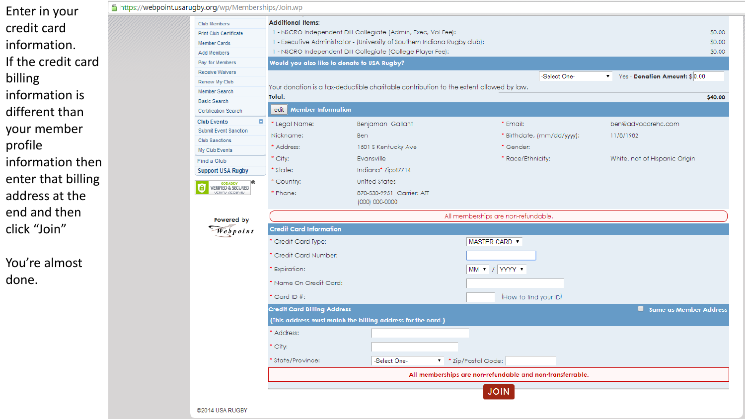Enter in your credit card information. If the credit card billing information is different than your member profile information then enter that billing address at the end and then click "Join"

You're almost done.

https://webpoint.usarugby.org/wp/Memberships/Join.wp

- Club Members
- Print Club Certificate
- Member Cards
- Add Members
- Pay for Members
- Receive Waivers
- Renew My Club
- Member Search
- Basic Search
- Certification Search

**Club Events**

- Submit Event Sanction
- Club Sanctions
- My Club Events

Find a Club

**Support USA Rugby**

GODADDY VERIFIED & SECURED

Powered by Webpoint

**Additional Items:**

| | |
|---|---|
| 1 - NSCRO Independent DIII Collegiate (Admin, Exec, Vol Fee): | $0.00 |
| 1 - Executive Administrator - (University of Southern Indiana Rugby club): | $0.00 |
| 1 - NSCRO Independent DIII Collegiate (College Player Fee): | $0.00 |

**Would you also like to donate to USA Rugby?**

-Select One- Yes - **Donation Amount:** $ 0.00

Your donation is a tax-deductible charitable contribution to the extent allowed by law.

**Total:** **$40.00**

edit **Member Information**

| | | | |
|---|---|---|---|
| * Legal Name: | Benjaman Gallant | * Email: | ben@advocarehc.com |
| Nickname: | Ben | * Birthdate, (mm/dd/yyyy): | 11/8/1982 |
| * Address: | 1501 S Kentucky Ave | * Gender: | |
| * City: | Evansville | * Race/Ethnicity: | White, not of Hispanic Origin |
| * State: | Indiana* Zip:47714 | | |
| * Country: | United States | | |
| * Phone: | 870-530-9951 Carrier: ATT (000) 000-0000 | | |

All memberships are non-refundable.

**Credit Card Information**

- * Credit Card Type: MASTER CARD
- * Credit Card Number:
- * Expiration: MM / YYYY
- * Name On Credit Card:
- * Card ID #: (How to find your ID)

**Credit Card Billing Address** **Same as Member Address**

**(This address must match the billing address for the card.)**

- * Address:
- * City:
- * State/Province: -Select One- * Zip/Postal Code:

**All memberships are non-refundable and non-transferrable.**

JOIN

©2014 USA RUGBY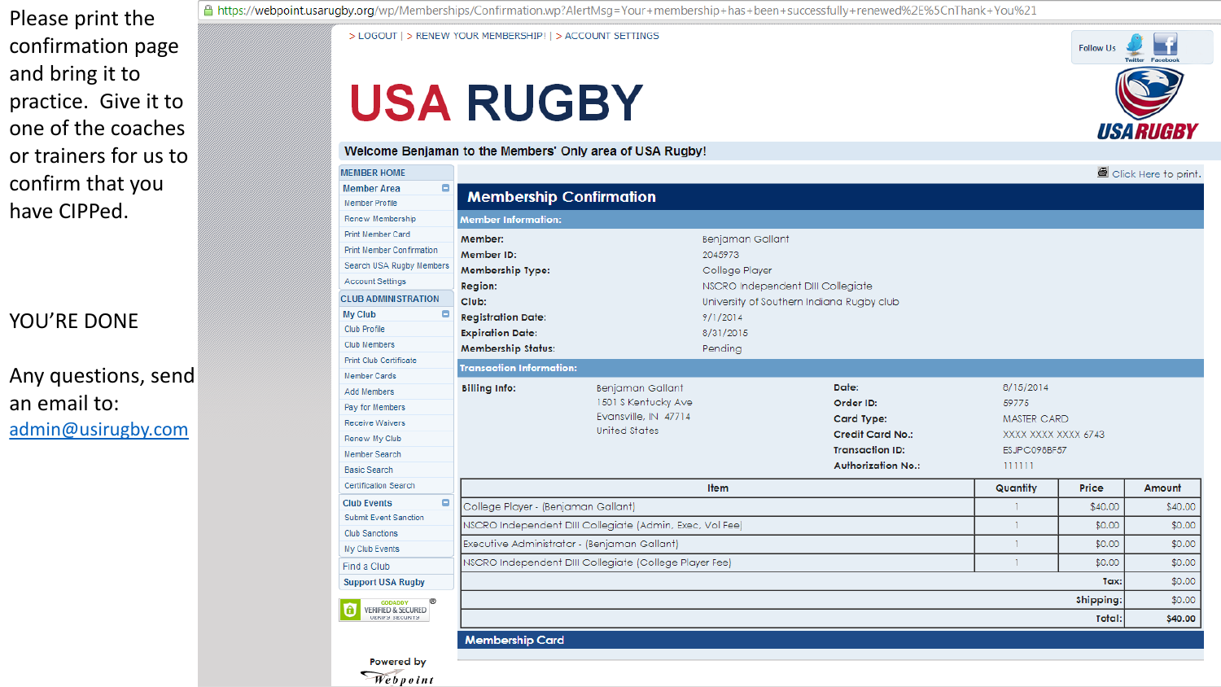Please print the confirmation page and bring it to practice. Give it to one of the coaches or trainers for us to confirm that you have CIPPed.

YOU'RE DONE

Any questions, send an email to: admin@usirugby.com

https://webpoint.usarugby.org/wp/Memberships/Confirmation.wp?AlertMsg=Your+membership+has+been+successfully+renewed%2E%5CnThank+You%21

> LOGOUT | > RENEW YOUR MEMBERSHIP! | > ACCOUNT SETTINGS

Follow Us Twitter Facebook

# USA RUGBY

Welcome Benjaman to the Members' Only area of USA Rugby!

MEMBER HOME

Member Area
- Member Profile
- Renew Membership
- Print Member Card
- Print Member Confirmation
- Search USA Rugby Members
- Account Settings

CLUB ADMINISTRATION

My Club
- Club Profile
- Club Members
- Print Club Certificate
- Member Cards
- Add Members
- Pay for Members
- Receive Waivers
- Renew My Club
- Member Search
- Basic Search
- Certification Search

Club Events
- Submit Event Sanction
- Club Sanctions
- My Club Events

Find a Club

Support USA Rugby

GODADDY VERIFIED & SECURED VERIFY SECURITY

Powered by Webpoint

Click Here to print.

## Membership Confirmation

**Member Information:**

| | |
|---|---|
| **Member:** | Benjaman Gallant |
| **Member ID:** | 2045973 |
| **Membership Type:** | College Player |
| **Region:** | NSCRO Independent DIII Collegiate |
| **Club:** | University of Southern Indiana Rugby club |
| **Registration Date:** | 9/1/2014 |
| **Expiration Date:** | 8/31/2015 |
| **Membership Status:** | Pending |

**Transaction Information:**

**Billing Info:** Benjaman Gallant, 1501 S Kentucky Ave, Evansville, IN 47714, United States

| | |
|---|---|
| **Date:** | 8/15/2014 |
| **Order ID:** | 59775 |
| **Card Type:** | MASTER CARD |
| **Credit Card No.:** | XXXX XXXX XXXX 6743 |
| **Transaction ID:** | ESJPC098BF57 |
| **Authorization No.:** | 111111 |

| Item | Quantity | Price | Amount |
|---|---|---|---|
| College Player - (Benjaman Gallant) | 1 | $40.00 | $40.00 |
| NSCRO Independent DIII Collegiate (Admin, Exec, Vol Fee) | 1 | $0.00 | $0.00 |
| Executive Administrator - (Benjaman Gallant) | 1 | $0.00 | $0.00 |
| NSCRO Independent DIII Collegiate (College Player Fee) | 1 | $0.00 | $0.00 |
| | | Tax: | $0.00 |
| | | Shipping: | $0.00 |
| | | Total: | **$40.00** |

## Membership Card